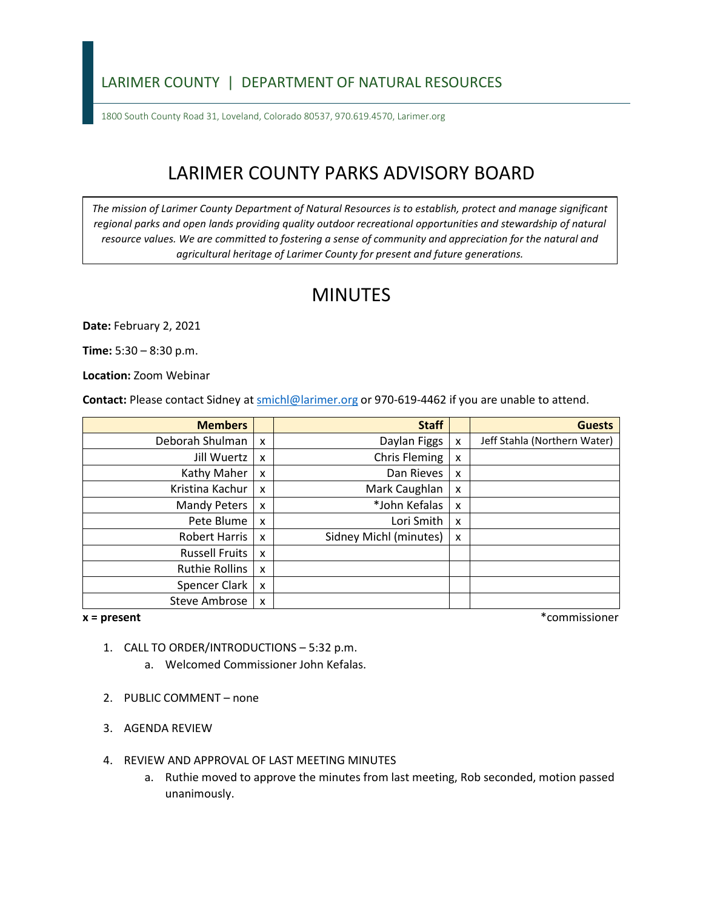LARIMER COUNTY | DEPARTMENT OF NATURAL RESOURCES

1800 South County Road 31, Loveland, Colorado 80537, 970.619.4570, Larimer.org

# LARIMER COUNTY PARKS ADVISORY BOARD

*The mission of Larimer County Department of Natural Resources is to establish, protect and manage significant regional parks and open lands providing quality outdoor recreational opportunities and stewardship of natural resource values. We are committed to fostering a sense of community and appreciation for the natural and agricultural heritage of Larimer County for present and future generations.*

# MINUTES

**Date:** February 2, 2021

**Time:** 5:30 – 8:30 p.m.

**Location:** Zoom Webinar

**Contact:** Please contact Sidney at smichl@larimer.org or 970-619-4462 if you are unable to attend.

| Members | | Staff | | Guests |
|---|---|---|---|---|
| Deborah Shulman | x | Daylan Figgs | x | Jeff Stahla (Northern Water) |
| Jill Wuertz | x | Chris Fleming | x | |
| Kathy Maher | x | Dan Rieves | x | |
| Kristina Kachur | x | Mark Caughlan | x | |
| Mandy Peters | x | *John Kefalas | x | |
| Pete Blume | x | Lori Smith | x | |
| Robert Harris | x | Sidney Michl (minutes) | x | |
| Russell Fruits | x | | | |
| Ruthie Rollins | x | | | |
| Spencer Clark | x | | | |
| Steve Ambrose | x | | | |

**x = present** *commissioner

1. CALL TO ORDER/INTRODUCTIONS – 5:32 p.m.
   a. Welcomed Commissioner John Kefalas.

2. PUBLIC COMMENT – none

3. AGENDA REVIEW

4. REVIEW AND APPROVAL OF LAST MEETING MINUTES
   a. Ruthie moved to approve the minutes from last meeting, Rob seconded, motion passed unanimously.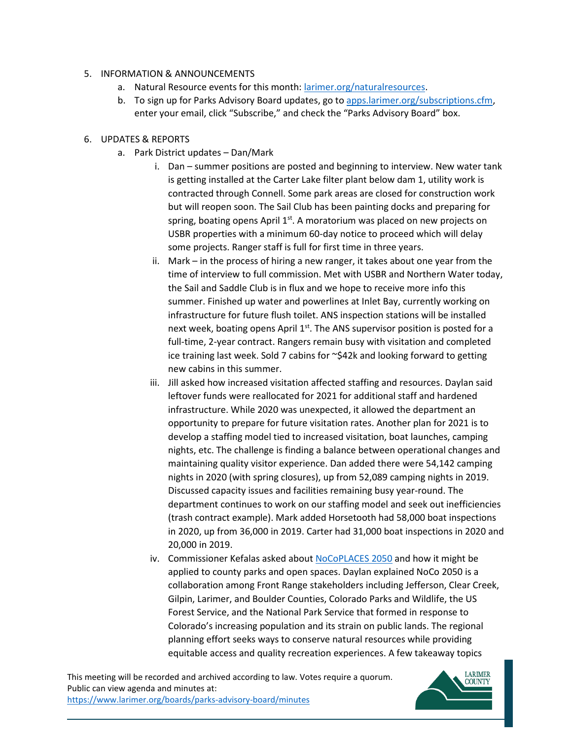5. INFORMATION & ANNOUNCEMENTS
    a. Natural Resource events for this month: [larimer.org/naturalresources](https://larimer.org/naturalresources).
    b. To sign up for Parks Advisory Board updates, go to [apps.larimer.org/subscriptions.cfm](https://apps.larimer.org/subscriptions.cfm), enter your email, click "Subscribe," and check the "Parks Advisory Board" box.

6. UPDATES & REPORTS
    a. Park District updates – Dan/Mark
        i. Dan – summer positions are posted and beginning to interview. New water tank is getting installed at the Carter Lake filter plant below dam 1, utility work is contracted through Connell. Some park areas are closed for construction work but will reopen soon. The Sail Club has been painting docks and preparing for spring, boating opens April 1st. A moratorium was placed on new projects on USBR properties with a minimum 60-day notice to proceed which will delay some projects. Ranger staff is full for first time in three years.
        ii. Mark – in the process of hiring a new ranger, it takes about one year from the time of interview to full commission. Met with USBR and Northern Water today, the Sail and Saddle Club is in flux and we hope to receive more info this summer. Finished up water and powerlines at Inlet Bay, currently working on infrastructure for future flush toilet. ANS inspection stations will be installed next week, boating opens April 1st. The ANS supervisor position is posted for a full-time, 2-year contract. Rangers remain busy with visitation and completed ice training last week. Sold 7 cabins for ~$42k and looking forward to getting new cabins in this summer.
        iii. Jill asked how increased visitation affected staffing and resources. Daylan said leftover funds were reallocated for 2021 for additional staff and hardened infrastructure. While 2020 was unexpected, it allowed the department an opportunity to prepare for future visitation rates. Another plan for 2021 is to develop a staffing model tied to increased visitation, boat launches, camping nights, etc. The challenge is finding a balance between operational changes and maintaining quality visitor experience. Dan added there were 54,142 camping nights in 2020 (with spring closures), up from 52,089 camping nights in 2019. Discussed capacity issues and facilities remaining busy year-round. The department continues to work on our staffing model and seek out inefficiencies (trash contract example). Mark added Horsetooth had 58,000 boat inspections in 2020, up from 36,000 in 2019. Carter had 31,000 boat inspections in 2020 and 20,000 in 2019.
        iv. Commissioner Kefalas asked about [NoCoPLACES 2050]() and how it might be applied to county parks and open spaces. Daylan explained NoCo 2050 is a collaboration among Front Range stakeholders including Jefferson, Clear Creek, Gilpin, Larimer, and Boulder Counties, Colorado Parks and Wildlife, the US Forest Service, and the National Park Service that formed in response to Colorado's increasing population and its strain on public lands. The regional planning effort seeks ways to conserve natural resources while providing equitable access and quality recreation experiences. A few takeaway topics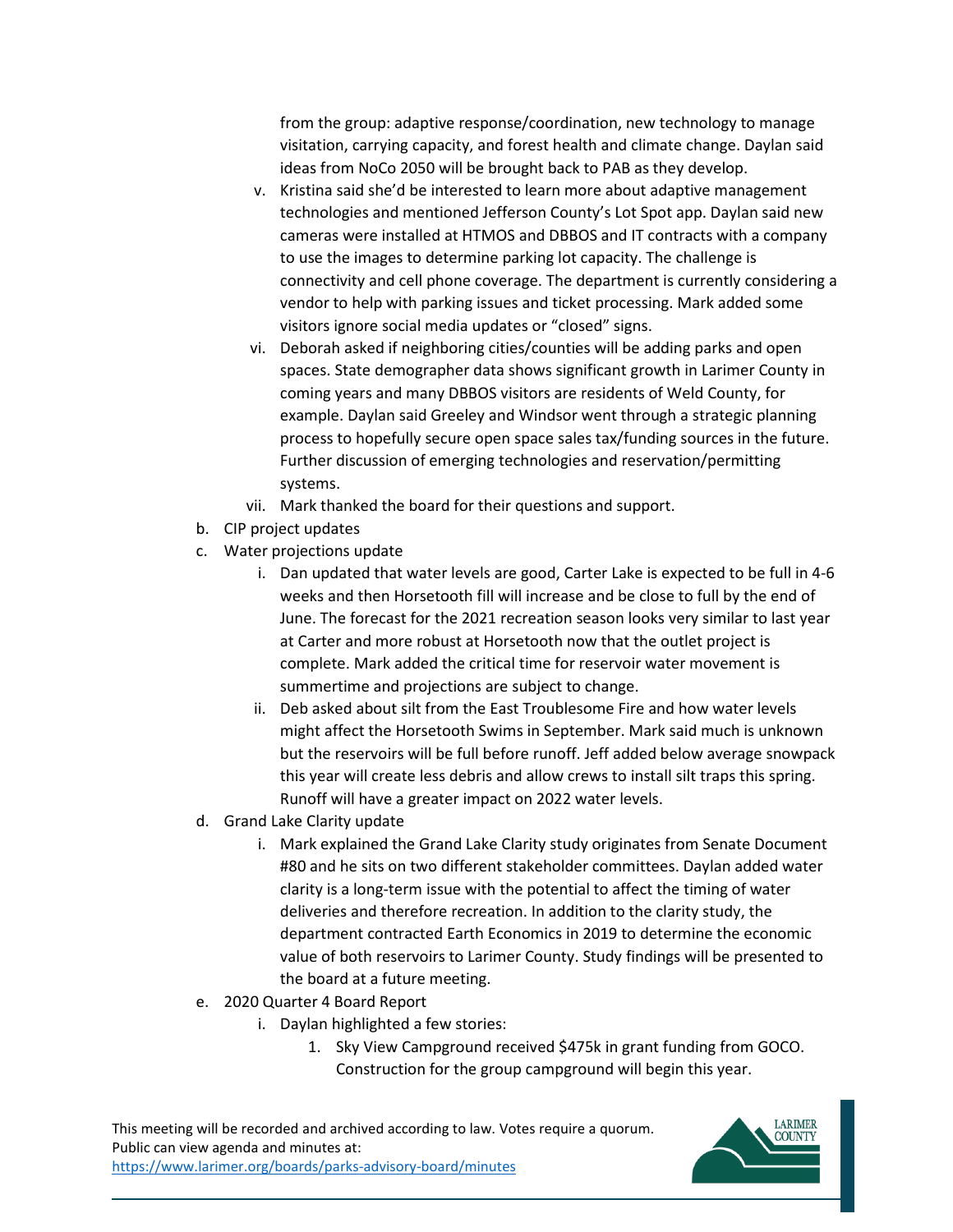from the group: adaptive response/coordination, new technology to manage visitation, carrying capacity, and forest health and climate change. Daylan said ideas from NoCo 2050 will be brought back to PAB as they develop.

v. Kristina said she'd be interested to learn more about adaptive management technologies and mentioned Jefferson County's Lot Spot app. Daylan said new cameras were installed at HTMOS and DBBOS and IT contracts with a company to use the images to determine parking lot capacity. The challenge is connectivity and cell phone coverage. The department is currently considering a vendor to help with parking issues and ticket processing. Mark added some visitors ignore social media updates or "closed" signs.

vi. Deborah asked if neighboring cities/counties will be adding parks and open spaces. State demographer data shows significant growth in Larimer County in coming years and many DBBOS visitors are residents of Weld County, for example. Daylan said Greeley and Windsor went through a strategic planning process to hopefully secure open space sales tax/funding sources in the future. Further discussion of emerging technologies and reservation/permitting systems.

vii. Mark thanked the board for their questions and support.

b. CIP project updates

c. Water projections update

   i. Dan updated that water levels are good, Carter Lake is expected to be full in 4-6 weeks and then Horsetooth fill will increase and be close to full by the end of June. The forecast for the 2021 recreation season looks very similar to last year at Carter and more robust at Horsetooth now that the outlet project is complete. Mark added the critical time for reservoir water movement is summertime and projections are subject to change.

   ii. Deb asked about silt from the East Troublesome Fire and how water levels might affect the Horsetooth Swims in September. Mark said much is unknown but the reservoirs will be full before runoff. Jeff added below average snowpack this year will create less debris and allow crews to install silt traps this spring. Runoff will have a greater impact on 2022 water levels.

d. Grand Lake Clarity update

   i. Mark explained the Grand Lake Clarity study originates from Senate Document #80 and he sits on two different stakeholder committees. Daylan added water clarity is a long-term issue with the potential to affect the timing of water deliveries and therefore recreation. In addition to the clarity study, the department contracted Earth Economics in 2019 to determine the economic value of both reservoirs to Larimer County. Study findings will be presented to the board at a future meeting.

e. 2020 Quarter 4 Board Report

   i. Daylan highlighted a few stories:

      1. Sky View Campground received $475k in grant funding from GOCO. Construction for the group campground will begin this year.

This meeting will be recorded and archived according to law. Votes require a quorum.
Public can view agenda and minutes at:
https://www.larimer.org/boards/parks-advisory-board/minutes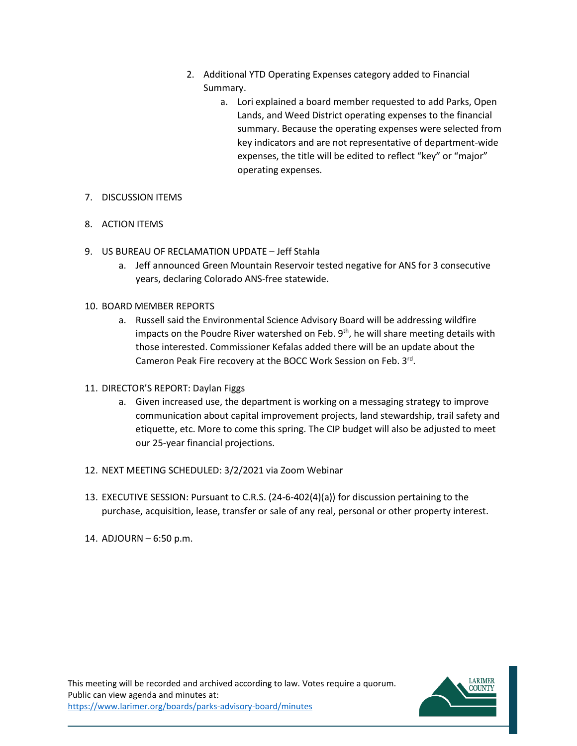2. Additional YTD Operating Expenses category added to Financial Summary.
    a. Lori explained a board member requested to add Parks, Open Lands, and Weed District operating expenses to the financial summary. Because the operating expenses were selected from key indicators and are not representative of department-wide expenses, the title will be edited to reflect "key" or "major" operating expenses.

7. DISCUSSION ITEMS

8. ACTION ITEMS

9. US BUREAU OF RECLAMATION UPDATE – Jeff Stahla
    a. Jeff announced Green Mountain Reservoir tested negative for ANS for 3 consecutive years, declaring Colorado ANS-free statewide.

10. BOARD MEMBER REPORTS
    a. Russell said the Environmental Science Advisory Board will be addressing wildfire impacts on the Poudre River watershed on Feb. 9th, he will share meeting details with those interested. Commissioner Kefalas added there will be an update about the Cameron Peak Fire recovery at the BOCC Work Session on Feb. 3rd.

11. DIRECTOR'S REPORT: Daylan Figgs
    a. Given increased use, the department is working on a messaging strategy to improve communication about capital improvement projects, land stewardship, trail safety and etiquette, etc. More to come this spring. The CIP budget will also be adjusted to meet our 25-year financial projections.

12. NEXT MEETING SCHEDULED: 3/2/2021 via Zoom Webinar

13. EXECUTIVE SESSION: Pursuant to C.R.S. (24-6-402(4)(a)) for discussion pertaining to the purchase, acquisition, lease, transfer or sale of any real, personal or other property interest.

14. ADJOURN – 6:50 p.m.

This meeting will be recorded and archived according to law. Votes require a quorum. Public can view agenda and minutes at: https://www.larimer.org/boards/parks-advisory-board/minutes